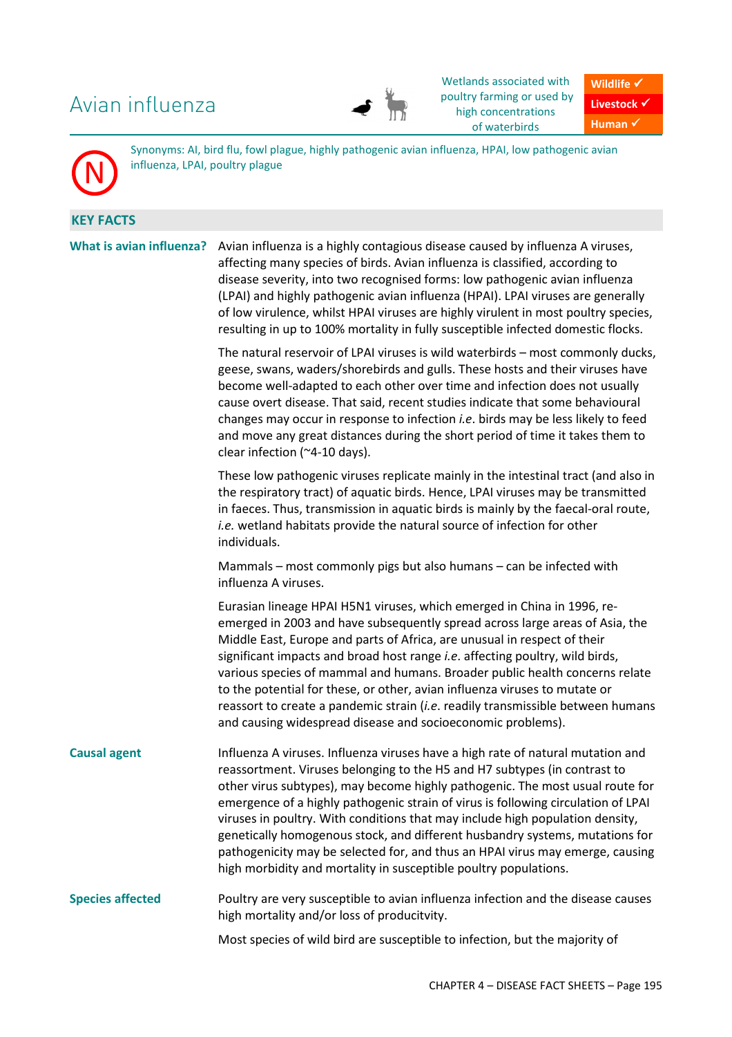# Avian influenza

Wetlands associated with poultry farming or used by high concentrations of waterbirds

**Wildlife ✓**
**Livestock ✓**
**Human ✓**

N

Synonyms: AI, bird flu, fowl plague, highly pathogenic avian influenza, HPAI, low pathogenic avian influenza, LPAI, poultry plague

## KEY FACTS

| | |
|---|---|
| **What is avian influenza?** | Avian influenza is a highly contagious disease caused by influenza A viruses, affecting many species of birds. Avian influenza is classified, according to disease severity, into two recognised forms: low pathogenic avian influenza (LPAI) and highly pathogenic avian influenza (HPAI). LPAI viruses are generally of low virulence, whilst HPAI viruses are highly virulent in most poultry species, resulting in up to 100% mortality in fully susceptible infected domestic flocks.<br><br>The natural reservoir of LPAI viruses is wild waterbirds – most commonly ducks, geese, swans, waders/shorebirds and gulls. These hosts and their viruses have become well-adapted to each other over time and infection does not usually cause overt disease. That said, recent studies indicate that some behavioural changes may occur in response to infection *i.e.* birds may be less likely to feed and move any great distances during the short period of time it takes them to clear infection (~4-10 days).<br><br>These low pathogenic viruses replicate mainly in the intestinal tract (and also in the respiratory tract) of aquatic birds. Hence, LPAI viruses may be transmitted in faeces. Thus, transmission in aquatic birds is mainly by the faecal-oral route, *i.e.* wetland habitats provide the natural source of infection for other individuals.<br><br>Mammals – most commonly pigs but also humans – can be infected with influenza A viruses.<br><br>Eurasian lineage HPAI H5N1 viruses, which emerged in China in 1996, re-emerged in 2003 and have subsequently spread across large areas of Asia, the Middle East, Europe and parts of Africa, are unusual in respect of their significant impacts and broad host range *i.e.* affecting poultry, wild birds, various species of mammal and humans. Broader public health concerns relate to the potential for these, or other, avian influenza viruses to mutate or reassort to create a pandemic strain (*i.e.* readily transmissible between humans and causing widespread disease and socioeconomic problems). |
| **Causal agent** | Influenza A viruses. Influenza viruses have a high rate of natural mutation and reassortment. Viruses belonging to the H5 and H7 subtypes (in contrast to other virus subtypes), may become highly pathogenic. The most usual route for emergence of a highly pathogenic strain of virus is following circulation of LPAI viruses in poultry. With conditions that may include high population density, genetically homogenous stock, and different husbandry systems, mutations for pathogenicity may be selected for, and thus an HPAI virus may emerge, causing high morbidity and mortality in susceptible poultry populations. |
| **Species affected** | Poultry are very susceptible to avian influenza infection and the disease causes high mortality and/or loss of producivtiy.<br><br>Most species of wild bird are susceptible to infection, but the majority of |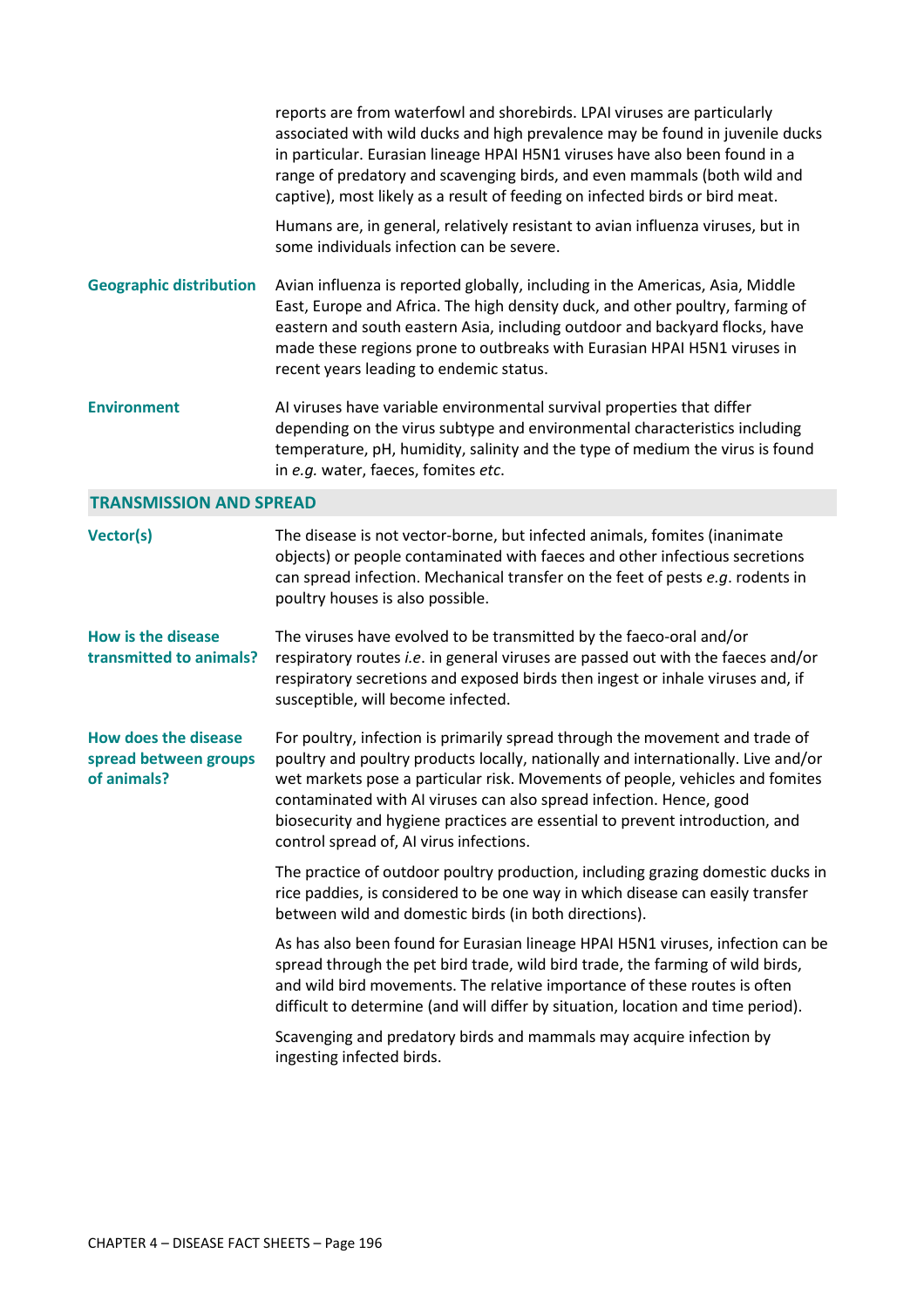reports are from waterfowl and shorebirds. LPAI viruses are particularly associated with wild ducks and high prevalence may be found in juvenile ducks in particular. Eurasian lineage HPAI H5N1 viruses have also been found in a range of predatory and scavenging birds, and even mammals (both wild and captive), most likely as a result of feeding on infected birds or bird meat.

Humans are, in general, relatively resistant to avian influenza viruses, but in some individuals infection can be severe.

| | |
|---|---|
| **Geographic distribution** | Avian influenza is reported globally, including in the Americas, Asia, Middle East, Europe and Africa. The high density duck, and other poultry, farming of eastern and south eastern Asia, including outdoor and backyard flocks, have made these regions prone to outbreaks with Eurasian HPAI H5N1 viruses in recent years leading to endemic status. |
| **Environment** | AI viruses have variable environmental survival properties that differ depending on the virus subtype and environmental characteristics including temperature, pH, humidity, salinity and the type of medium the virus is found in *e.g.* water, faeces, fomites *etc.* |

## TRANSMISSION AND SPREAD

| | |
|---|---|
| **Vector(s)** | The disease is not vector-borne, but infected animals, fomites (inanimate objects) or people contaminated with faeces and other infectious secretions can spread infection. Mechanical transfer on the feet of pests *e.g*. rodents in poultry houses is also possible. |
| **How is the disease transmitted to animals?** | The viruses have evolved to be transmitted by the faeco-oral and/or respiratory routes *i.e*. in general viruses are passed out with the faeces and/or respiratory secretions and exposed birds then ingest or inhale viruses and, if susceptible, will become infected. |
| **How does the disease spread between groups of animals?** | For poultry, infection is primarily spread through the movement and trade of poultry and poultry products locally, nationally and internationally. Live and/or wet markets pose a particular risk. Movements of people, vehicles and fomites contaminated with AI viruses can also spread infection. Hence, good biosecurity and hygiene practices are essential to prevent introduction, and control spread of, AI virus infections.<br><br>The practice of outdoor poultry production, including grazing domestic ducks in rice paddies, is considered to be one way in which disease can easily transfer between wild and domestic birds (in both directions).<br><br>As has also been found for Eurasian lineage HPAI H5N1 viruses, infection can be spread through the pet bird trade, wild bird trade, the farming of wild birds, and wild bird movements. The relative importance of these routes is often difficult to determine (and will differ by situation, location and time period).<br><br>Scavenging and predatory birds and mammals may acquire infection by ingesting infected birds. |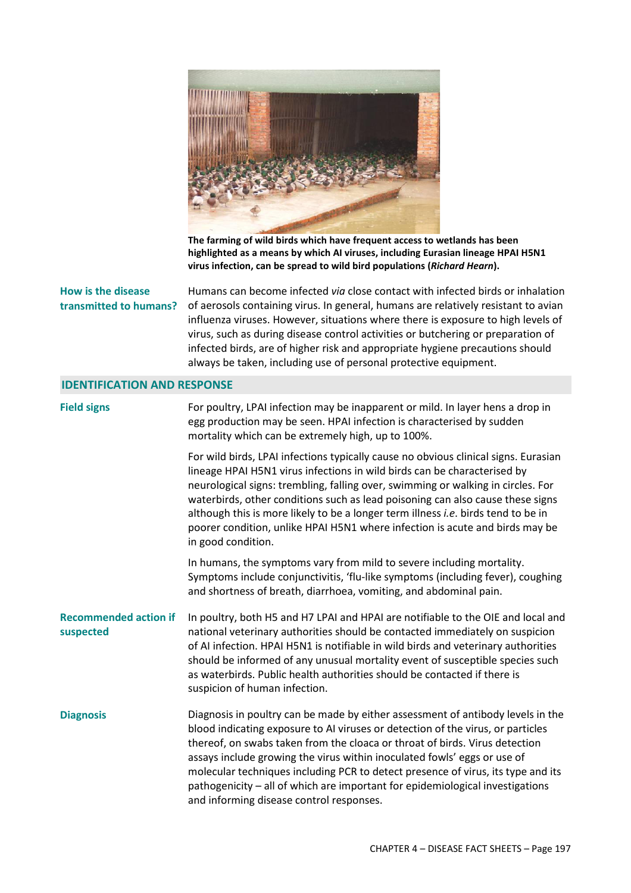**The farming of wild birds which have frequent access to wetlands has been highlighted as a means by which AI viruses, including Eurasian lineage HPAI H5N1 virus infection, can be spread to wild bird populations (*Richard Hearn*).**

**How is the disease transmitted to humans?**

Humans can become infected *via* close contact with infected birds or inhalation of aerosols containing virus. In general, humans are relatively resistant to avian influenza viruses. However, situations where there is exposure to high levels of virus, such as during disease control activities or butchering or preparation of infected birds, are of higher risk and appropriate hygiene precautions should always be taken, including use of personal protective equipment.

## IDENTIFICATION AND RESPONSE

**Field signs**

For poultry, LPAI infection may be inapparent or mild. In layer hens a drop in egg production may be seen. HPAI infection is characterised by sudden mortality which can be extremely high, up to 100%.

For wild birds, LPAI infections typically cause no obvious clinical signs. Eurasian lineage HPAI H5N1 virus infections in wild birds can be characterised by neurological signs: trembling, falling over, swimming or walking in circles. For waterbirds, other conditions such as lead poisoning can also cause these signs although this is more likely to be a longer term illness *i.e*. birds tend to be in poorer condition, unlike HPAI H5N1 where infection is acute and birds may be in good condition.

In humans, the symptoms vary from mild to severe including mortality. Symptoms include conjunctivitis, 'flu-like symptoms (including fever), coughing and shortness of breath, diarrhoea, vomiting, and abdominal pain.

**Recommended action if suspected**

In poultry, both H5 and H7 LPAI and HPAI are notifiable to the OIE and local and national veterinary authorities should be contacted immediately on suspicion of AI infection. HPAI H5N1 is notifiable in wild birds and veterinary authorities should be informed of any unusual mortality event of susceptible species such as waterbirds. Public health authorities should be contacted if there is suspicion of human infection.

**Diagnosis**

Diagnosis in poultry can be made by either assessment of antibody levels in the blood indicating exposure to AI viruses or detection of the virus, or particles thereof, on swabs taken from the cloaca or throat of birds. Virus detection assays include growing the virus within inoculated fowls' eggs or use of molecular techniques including PCR to detect presence of virus, its type and its pathogenicity – all of which are important for epidemiological investigations and informing disease control responses.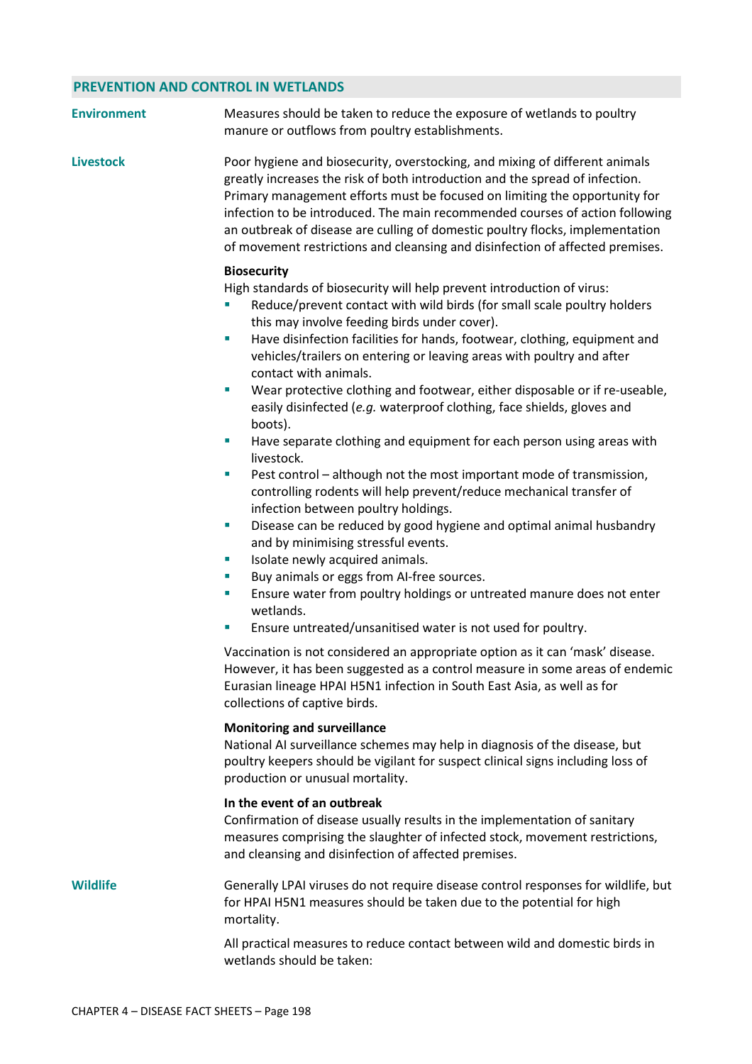## PREVENTION AND CONTROL IN WETLANDS

**Environment**

Measures should be taken to reduce the exposure of wetlands to poultry manure or outflows from poultry establishments.

**Livestock**

Poor hygiene and biosecurity, overstocking, and mixing of different animals greatly increases the risk of both introduction and the spread of infection. Primary management efforts must be focused on limiting the opportunity for infection to be introduced. The main recommended courses of action following an outbreak of disease are culling of domestic poultry flocks, implementation of movement restrictions and cleansing and disinfection of affected premises.

**Biosecurity**

High standards of biosecurity will help prevent introduction of virus:

- Reduce/prevent contact with wild birds (for small scale poultry holders this may involve feeding birds under cover).
- Have disinfection facilities for hands, footwear, clothing, equipment and vehicles/trailers on entering or leaving areas with poultry and after contact with animals.
- Wear protective clothing and footwear, either disposable or if re-useable, easily disinfected (*e.g.* waterproof clothing, face shields, gloves and boots).
- Have separate clothing and equipment for each person using areas with livestock.
- Pest control – although not the most important mode of transmission, controlling rodents will help prevent/reduce mechanical transfer of infection between poultry holdings.
- Disease can be reduced by good hygiene and optimal animal husbandry and by minimising stressful events.
- Isolate newly acquired animals.
- Buy animals or eggs from AI-free sources.
- Ensure water from poultry holdings or untreated manure does not enter wetlands.
- Ensure untreated/unsanitised water is not used for poultry.

Vaccination is not considered an appropriate option as it can 'mask' disease. However, it has been suggested as a control measure in some areas of endemic Eurasian lineage HPAI H5N1 infection in South East Asia, as well as for collections of captive birds.

**Monitoring and surveillance**

National AI surveillance schemes may help in diagnosis of the disease, but poultry keepers should be vigilant for suspect clinical signs including loss of production or unusual mortality.

**In the event of an outbreak**

Confirmation of disease usually results in the implementation of sanitary measures comprising the slaughter of infected stock, movement restrictions, and cleansing and disinfection of affected premises.

**Wildlife**

Generally LPAI viruses do not require disease control responses for wildlife, but for HPAI H5N1 measures should be taken due to the potential for high mortality.

All practical measures to reduce contact between wild and domestic birds in wetlands should be taken: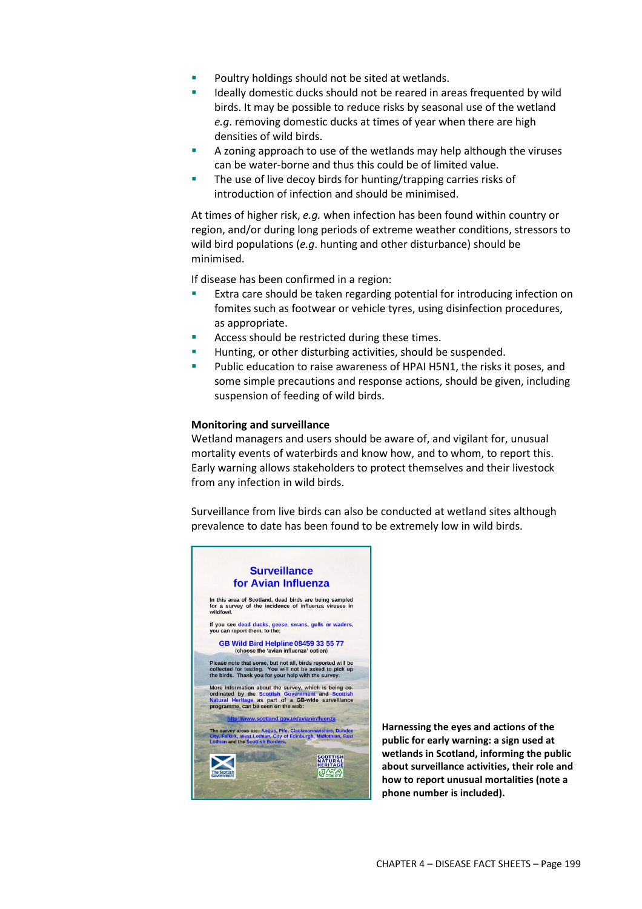- Poultry holdings should not be sited at wetlands.
- Ideally domestic ducks should not be reared in areas frequented by wild birds. It may be possible to reduce risks by seasonal use of the wetland *e.g*. removing domestic ducks at times of year when there are high densities of wild birds.
- A zoning approach to use of the wetlands may help although the viruses can be water-borne and thus this could be of limited value.
- The use of live decoy birds for hunting/trapping carries risks of introduction of infection and should be minimised.

At times of higher risk, *e.g.* when infection has been found within country or region, and/or during long periods of extreme weather conditions, stressors to wild bird populations (*e.g*. hunting and other disturbance) should be minimised.

If disease has been confirmed in a region:

- Extra care should be taken regarding potential for introducing infection on fomites such as footwear or vehicle tyres, using disinfection procedures, as appropriate.
- Access should be restricted during these times.
- Hunting, or other disturbing activities, should be suspended.
- Public education to raise awareness of HPAI H5N1, the risks it poses, and some simple precautions and response actions, should be given, including suspension of feeding of wild birds.

**Monitoring and surveillance**

Wetland managers and users should be aware of, and vigilant for, unusual mortality events of waterbirds and know how, and to whom, to report this. Early warning allows stakeholders to protect themselves and their livestock from any infection in wild birds.

Surveillance from live birds can also be conducted at wetland sites although prevalence to date has been found to be extremely low in wild birds.

**Surveillance for Avian Influenza**

In this area of Scotland, dead birds are being sampled for a survey of the incidence of influenza viruses in wildfowl.

If you see dead ducks, geese, swans, gulls or waders, you can report them, to the:

GB Wild Bird Helpline 08459 33 55 77
(choose the 'avian influenza' option)

Please note that some, but not all, birds reported will be collected for testing. You will not be asked to pick up the birds. Thank you for your help with the survey.

More information about the survey, which is being co-ordinated by the Scottish Government and Scottish Natural Heritage as part of a GB-wide surveillance programme, can be seen on the web:

http://www.scotland.gov.uk/avianinfluenza

The survey areas are: Angus, Fife, Clackmannanshire, Dundee City, Falkirk, West Lothian, City of Edinburgh, Midlothian, East Lothian and the Scottish Borders.

The Scottish Government — Scottish Natural Heritage

**Harnessing the eyes and actions of the public for early warning: a sign used at wetlands in Scotland, informing the public about surveillance activities, their role and how to report unusual mortalities (note a phone number is included).**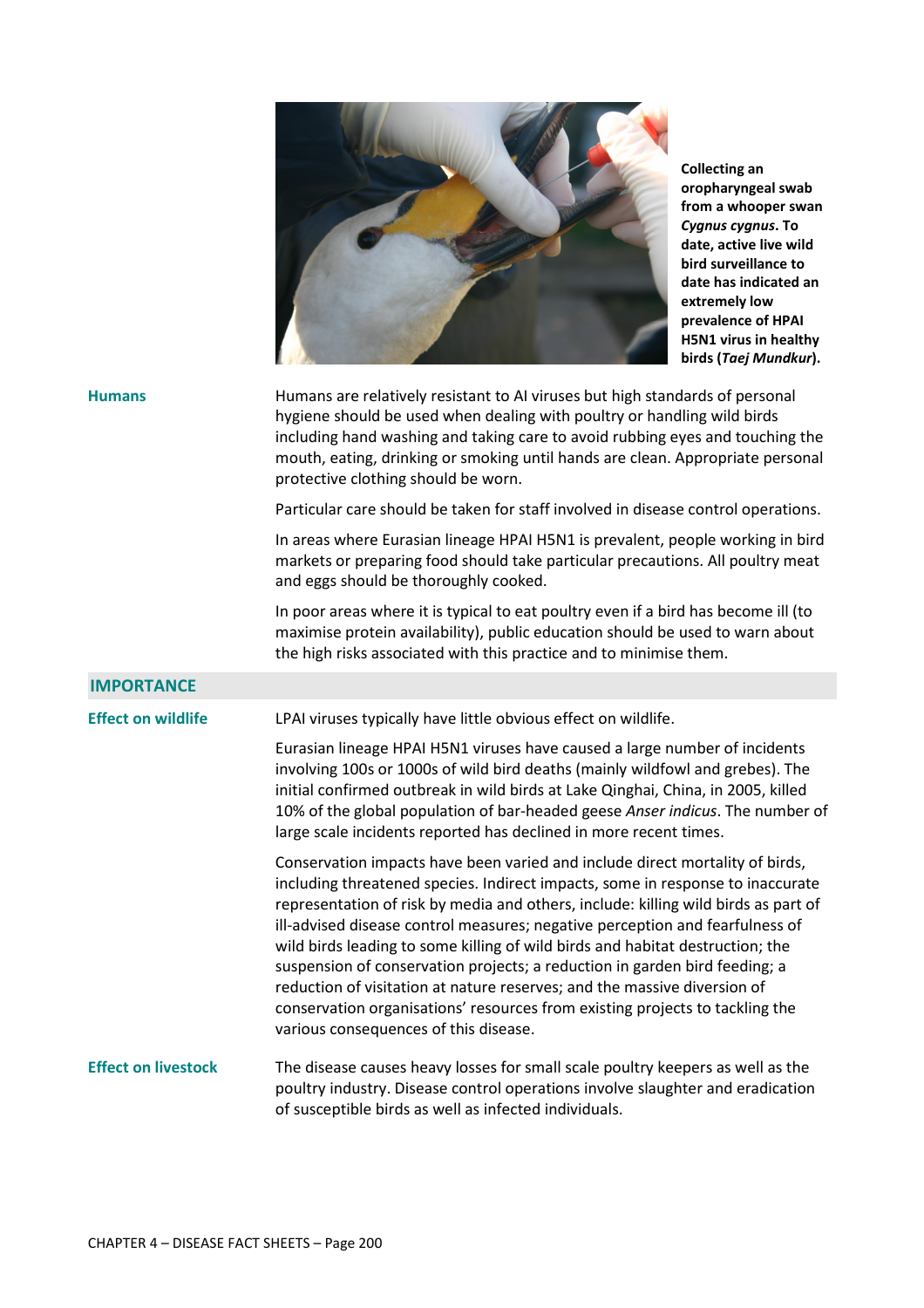**Collecting an oropharyngeal swab from a whooper swan *Cygnus cygnus*. To date, active live wild bird surveillance to date has indicated an extremely low prevalence of HPAI H5N1 virus in healthy birds (*Taej Mundkur*).**

**Humans**

Humans are relatively resistant to AI viruses but high standards of personal hygiene should be used when dealing with poultry or handling wild birds including hand washing and taking care to avoid rubbing eyes and touching the mouth, eating, drinking or smoking until hands are clean. Appropriate personal protective clothing should be worn.

Particular care should be taken for staff involved in disease control operations.

In areas where Eurasian lineage HPAI H5N1 is prevalent, people working in bird markets or preparing food should take particular precautions. All poultry meat and eggs should be thoroughly cooked.

In poor areas where it is typical to eat poultry even if a bird has become ill (to maximise protein availability), public education should be used to warn about the high risks associated with this practice and to minimise them.

## IMPORTANCE

**Effect on wildlife**

LPAI viruses typically have little obvious effect on wildlife.

Eurasian lineage HPAI H5N1 viruses have caused a large number of incidents involving 100s or 1000s of wild bird deaths (mainly wildfowl and grebes). The initial confirmed outbreak in wild birds at Lake Qinghai, China, in 2005, killed 10% of the global population of bar-headed geese *Anser indicus*. The number of large scale incidents reported has declined in more recent times.

Conservation impacts have been varied and include direct mortality of birds, including threatened species. Indirect impacts, some in response to inaccurate representation of risk by media and others, include: killing wild birds as part of ill-advised disease control measures; negative perception and fearfulness of wild birds leading to some killing of wild birds and habitat destruction; the suspension of conservation projects; a reduction in garden bird feeding; a reduction of visitation at nature reserves; and the massive diversion of conservation organisations' resources from existing projects to tackling the various consequences of this disease.

**Effect on livestock**

The disease causes heavy losses for small scale poultry keepers as well as the poultry industry. Disease control operations involve slaughter and eradication of susceptible birds as well as infected individuals.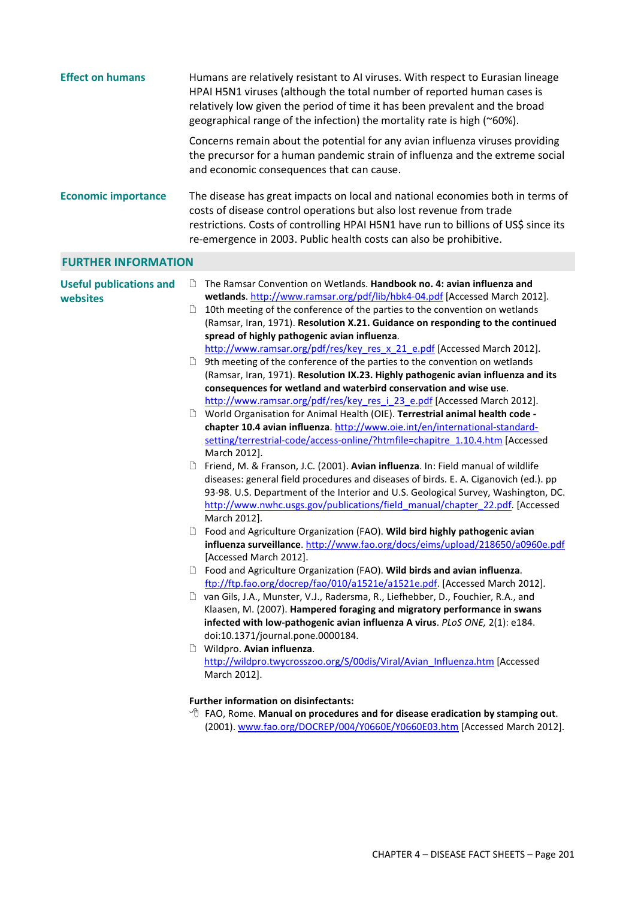**Effect on humans**

Humans are relatively resistant to AI viruses. With respect to Eurasian lineage HPAI H5N1 viruses (although the total number of reported human cases is relatively low given the period of time it has been prevalent and the broad geographical range of the infection) the mortality rate is high (~60%).

Concerns remain about the potential for any avian influenza viruses providing the precursor for a human pandemic strain of influenza and the extreme social and economic consequences that can cause.

**Economic importance**

The disease has great impacts on local and national economies both in terms of costs of disease control operations but also lost revenue from trade restrictions. Costs of controlling HPAI H5N1 have run to billions of US$ since its re-emergence in 2003. Public health costs can also be prohibitive.

## FURTHER INFORMATION

**Useful publications and websites**

- The Ramsar Convention on Wetlands. **Handbook no. 4: avian influenza and wetlands**. http://www.ramsar.org/pdf/lib/hbk4-04.pdf [Accessed March 2012].
- 10th meeting of the conference of the parties to the convention on wetlands (Ramsar, Iran, 1971). **Resolution X.21. Guidance on responding to the continued spread of highly pathogenic avian influenza**. http://www.ramsar.org/pdf/res/key_res_x_21_e.pdf [Accessed March 2012].
- 9th meeting of the conference of the parties to the convention on wetlands (Ramsar, Iran, 1971). **Resolution IX.23. Highly pathogenic avian influenza and its consequences for wetland and waterbird conservation and wise use**. http://www.ramsar.org/pdf/res/key_res_i_23_e.pdf [Accessed March 2012].
- World Organisation for Animal Health (OIE). **Terrestrial animal health code - chapter 10.4 avian influenza**. http://www.oie.int/en/international-standard-setting/terrestrial-code/access-online/?htmfile=chapitre_1.10.4.htm [Accessed March 2012].
- Friend, M. & Franson, J.C. (2001). **Avian influenza**. In: Field manual of wildlife diseases: general field procedures and diseases of birds. E. A. Ciganovich (ed.). pp 93-98. U.S. Department of the Interior and U.S. Geological Survey, Washington, DC. http://www.nwhc.usgs.gov/publications/field_manual/chapter_22.pdf. [Accessed March 2012].
- Food and Agriculture Organization (FAO). **Wild bird highly pathogenic avian influenza surveillance**. http://www.fao.org/docs/eims/upload/218650/a0960e.pdf [Accessed March 2012].
- Food and Agriculture Organization (FAO). **Wild birds and avian influenza**. ftp://ftp.fao.org/docrep/fao/010/a1521e/a1521e.pdf. [Accessed March 2012].
- van Gils, J.A., Munster, V.J., Radersma, R., Liefhebber, D., Fouchier, R.A., and Klaasen, M. (2007). **Hampered foraging and migratory performance in swans infected with low-pathogenic avian influenza A virus**. *PLoS ONE,* 2(1): e184. doi:10.1371/journal.pone.0000184.
- Wildpro. **Avian influenza**. http://wildpro.twycrosszoo.org/S/00dis/Viral/Avian_Influenza.htm [Accessed March 2012].

**Further information on disinfectants:**

- FAO, Rome. **Manual on procedures and for disease eradication by stamping out**. (2001). www.fao.org/DOCREP/004/Y0660E/Y0660E03.htm [Accessed March 2012].